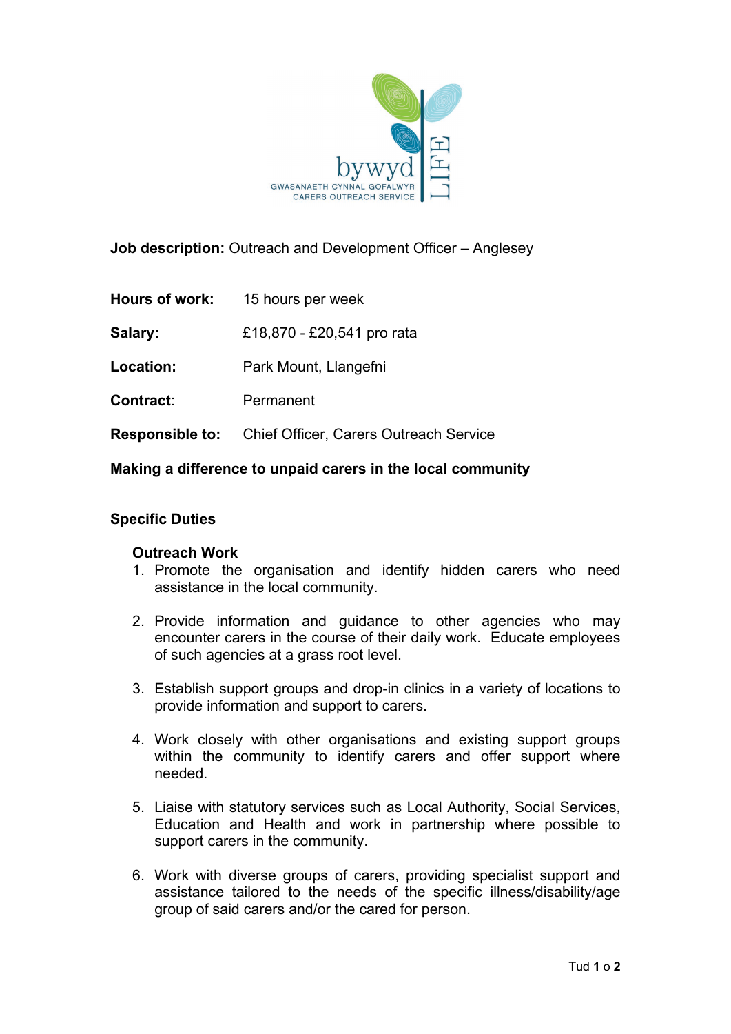bywyd LIFE

GWASANAETH CYNNAL GOFALWYR
CARERS OUTREACH SERVICE

**Job description:** Outreach and Development Officer – Anglesey

**Hours of work:** 15 hours per week

**Salary:** £18,870 - £20,541 pro rata

**Location:** Park Mount, Llangefni

**Contract**: Permanent

**Responsible to:** Chief Officer, Carers Outreach Service

**Making a difference to unpaid carers in the local community**

## Specific Duties

### Outreach Work

1. Promote the organisation and identify hidden carers who need assistance in the local community.
2. Provide information and guidance to other agencies who may encounter carers in the course of their daily work. Educate employees of such agencies at a grass root level.
3. Establish support groups and drop-in clinics in a variety of locations to provide information and support to carers.
4. Work closely with other organisations and existing support groups within the community to identify carers and offer support where needed.
5. Liaise with statutory services such as Local Authority, Social Services, Education and Health and work in partnership where possible to support carers in the community.
6. Work with diverse groups of carers, providing specialist support and assistance tailored to the needs of the specific illness/disability/age group of said carers and/or the cared for person.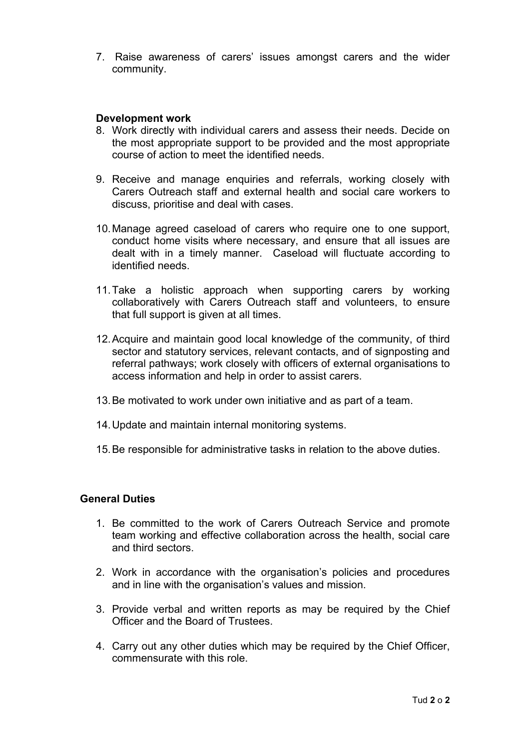7. Raise awareness of carers' issues amongst carers and the wider community.

**Development work**

8. Work directly with individual carers and assess their needs. Decide on the most appropriate support to be provided and the most appropriate course of action to meet the identified needs.

9. Receive and manage enquiries and referrals, working closely with Carers Outreach staff and external health and social care workers to discuss, prioritise and deal with cases.

10. Manage agreed caseload of carers who require one to one support, conduct home visits where necessary, and ensure that all issues are dealt with in a timely manner. Caseload will fluctuate according to identified needs.

11. Take a holistic approach when supporting carers by working collaboratively with Carers Outreach staff and volunteers, to ensure that full support is given at all times.

12. Acquire and maintain good local knowledge of the community, of third sector and statutory services, relevant contacts, and of signposting and referral pathways; work closely with officers of external organisations to access information and help in order to assist carers.

13. Be motivated to work under own initiative and as part of a team.

14. Update and maintain internal monitoring systems.

15. Be responsible for administrative tasks in relation to the above duties.

**General Duties**

1. Be committed to the work of Carers Outreach Service and promote team working and effective collaboration across the health, social care and third sectors.

2. Work in accordance with the organisation's policies and procedures and in line with the organisation's values and mission.

3. Provide verbal and written reports as may be required by the Chief Officer and the Board of Trustees.

4. Carry out any other duties which may be required by the Chief Officer, commensurate with this role.